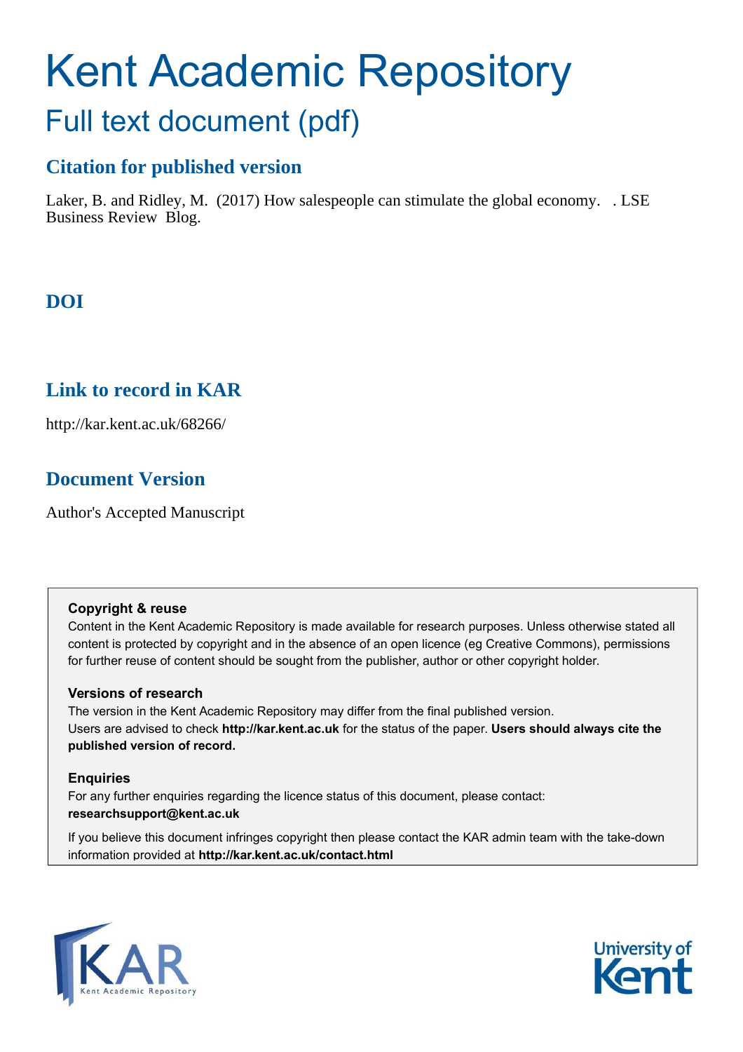# Kent Academic Repository

## Full text document (pdf)

### Citation for published version

Laker, B. and Ridley, M. (2017) How salespeople can stimulate the global economy. . LSE Business Review Blog.

### DOI

### Link to record in KAR

http://kar.kent.ac.uk/68266/

### Document Version

Author's Accepted Manuscript

**Copyright & reuse**

Content in the Kent Academic Repository is made available for research purposes. Unless otherwise stated all content is protected by copyright and in the absence of an open licence (eg Creative Commons), permissions for further reuse of content should be sought from the publisher, author or other copyright holder.

**Versions of research**

The version in the Kent Academic Repository may differ from the final published version.
Users are advised to check **http://kar.kent.ac.uk** for the status of the paper. **Users should always cite the published version of record.**

**Enquiries**

For any further enquiries regarding the licence status of this document, please contact:
**researchsupport@kent.ac.uk**

If you believe this document infringes copyright then please contact the KAR admin team with the take-down information provided at **http://kar.kent.ac.uk/contact.html**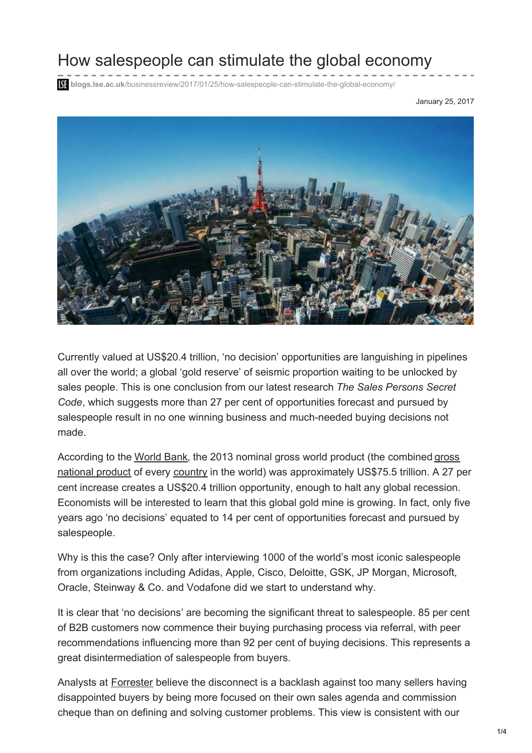# How salespeople can stimulate the global economy

**blogs.lse.ac.uk**/businessreview/2017/01/25/how-salespeople-can-stimulate-the-global-economy/

January 25, 2017

Currently valued at US$20.4 trillion, 'no decision' opportunities are languishing in pipelines all over the world; a global 'gold reserve' of seismic proportion waiting to be unlocked by sales people. This is one conclusion from our latest research *The Sales Persons Secret Code*, which suggests more than 27 per cent of opportunities forecast and pursued by salespeople result in no one winning business and much-needed buying decisions not made.

According to the World Bank, the 2013 nominal gross world product (the combined gross national product of every country in the world) was approximately US$75.5 trillion. A 27 per cent increase creates a US$20.4 trillion opportunity, enough to halt any global recession. Economists will be interested to learn that this global gold mine is growing. In fact, only five years ago 'no decisions' equated to 14 per cent of opportunities forecast and pursued by salespeople.

Why is this the case? Only after interviewing 1000 of the world's most iconic salespeople from organizations including Adidas, Apple, Cisco, Deloitte, GSK, JP Morgan, Microsoft, Oracle, Steinway & Co. and Vodafone did we start to understand why.

It is clear that 'no decisions' are becoming the significant threat to salespeople. 85 per cent of B2B customers now commence their buying purchasing process via referral, with peer recommendations influencing more than 92 per cent of buying decisions. This represents a great disintermediation of salespeople from buyers.

Analysts at Forrester believe the disconnect is a backlash against too many sellers having disappointed buyers by being more focused on their own sales agenda and commission cheque than on defining and solving customer problems. This view is consistent with our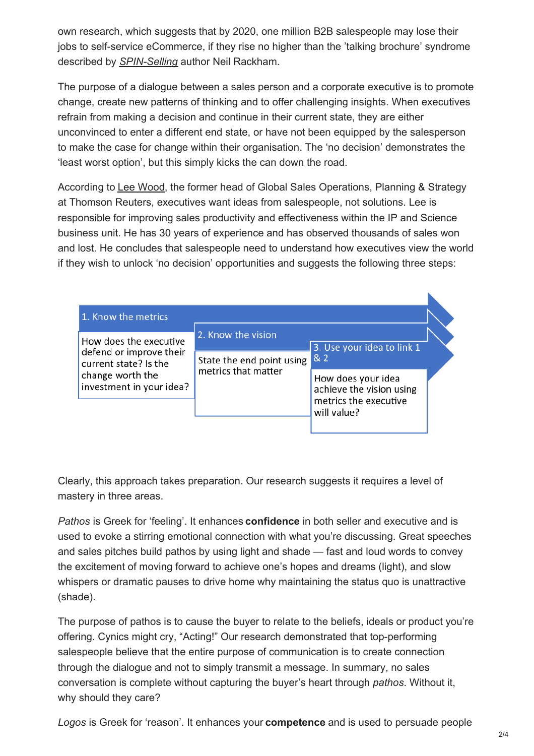own research, which suggests that by 2020, one million B2B salespeople may lose their jobs to self-service eCommerce, if they rise no higher than the 'talking brochure' syndrome described by *SPIN-Selling* author Neil Rackham.

The purpose of a dialogue between a sales person and a corporate executive is to promote change, create new patterns of thinking and to offer challenging insights. When executives refrain from making a decision and continue in their current state, they are either unconvinced to enter a different end state, or have not been equipped by the salesperson to make the case for change within their organisation. The 'no decision' demonstrates the 'least worst option', but this simply kicks the can down the road.

According to Lee Wood, the former head of Global Sales Operations, Planning & Strategy at Thomson Reuters, executives want ideas from salespeople, not solutions. Lee is responsible for improving sales productivity and effectiveness within the IP and Science business unit. He has 30 years of experience and has observed thousands of sales won and lost. He concludes that salespeople need to understand how executives view the world if they wish to unlock 'no decision' opportunities and suggests the following three steps:

| 1. Know the metrics | 2. Know the vision | 3. Use your idea to link 1 & 2 |
| --- | --- | --- |
| How does the executive defend or improve their current state? Is the change worth the investment in your idea? | State the end point using metrics that matter | How does your idea achieve the vision using metrics the executive will value? |

Clearly, this approach takes preparation. Our research suggests it requires a level of mastery in three areas.

*Pathos* is Greek for 'feeling'. It enhances **confidence** in both seller and executive and is used to evoke a stirring emotional connection with what you're discussing. Great speeches and sales pitches build pathos by using light and shade — fast and loud words to convey the excitement of moving forward to achieve one's hopes and dreams (light), and slow whispers or dramatic pauses to drive home why maintaining the status quo is unattractive (shade).

The purpose of pathos is to cause the buyer to relate to the beliefs, ideals or product you're offering. Cynics might cry, "Acting!" Our research demonstrated that top-performing salespeople believe that the entire purpose of communication is to create connection through the dialogue and not to simply transmit a message. In summary, no sales conversation is complete without capturing the buyer's heart through *pathos*. Without it, why should they care?

*Logos* is Greek for 'reason'. It enhances your **competence** and is used to persuade people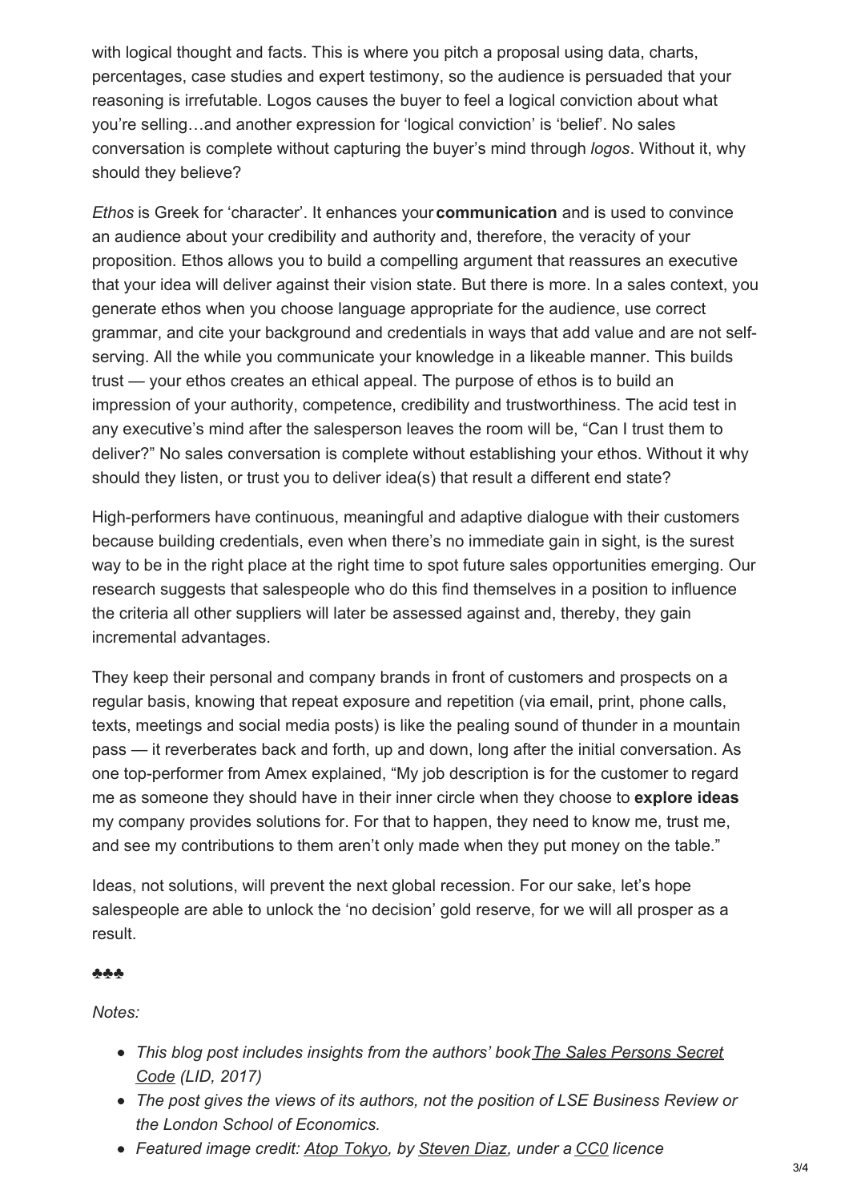with logical thought and facts. This is where you pitch a proposal using data, charts, percentages, case studies and expert testimony, so the audience is persuaded that your reasoning is irrefutable. Logos causes the buyer to feel a logical conviction about what you're selling…and another expression for 'logical conviction' is 'belief'. No sales conversation is complete without capturing the buyer's mind through *logos*. Without it, why should they believe?

*Ethos* is Greek for 'character'. It enhances your **communication** and is used to convince an audience about your credibility and authority and, therefore, the veracity of your proposition. Ethos allows you to build a compelling argument that reassures an executive that your idea will deliver against their vision state. But there is more. In a sales context, you generate ethos when you choose language appropriate for the audience, use correct grammar, and cite your background and credentials in ways that add value and are not self-serving. All the while you communicate your knowledge in a likeable manner. This builds trust — your ethos creates an ethical appeal. The purpose of ethos is to build an impression of your authority, competence, credibility and trustworthiness. The acid test in any executive's mind after the salesperson leaves the room will be, "Can I trust them to deliver?" No sales conversation is complete without establishing your ethos. Without it why should they listen, or trust you to deliver idea(s) that result a different end state?

High-performers have continuous, meaningful and adaptive dialogue with their customers because building credentials, even when there's no immediate gain in sight, is the surest way to be in the right place at the right time to spot future sales opportunities emerging. Our research suggests that salespeople who do this find themselves in a position to influence the criteria all other suppliers will later be assessed against and, thereby, they gain incremental advantages.

They keep their personal and company brands in front of customers and prospects on a regular basis, knowing that repeat exposure and repetition (via email, print, phone calls, texts, meetings and social media posts) is like the pealing sound of thunder in a mountain pass — it reverberates back and forth, up and down, long after the initial conversation. As one top-performer from Amex explained, "My job description is for the customer to regard me as someone they should have in their inner circle when they choose to **explore ideas** my company provides solutions for. For that to happen, they need to know me, trust me, and see my contributions to them aren't only made when they put money on the table."

Ideas, not solutions, will prevent the next global recession. For our sake, let's hope salespeople are able to unlock the 'no decision' gold reserve, for we will all prosper as a result.

♣♣♣

*Notes:*

- *This blog post includes insights from the authors' book The Sales Persons Secret Code (LID, 2017)*
- *The post gives the views of its authors, not the position of LSE Business Review or the London School of Economics.*
- *Featured image credit: Atop Tokyo, by Steven Diaz, under a CC0 licence*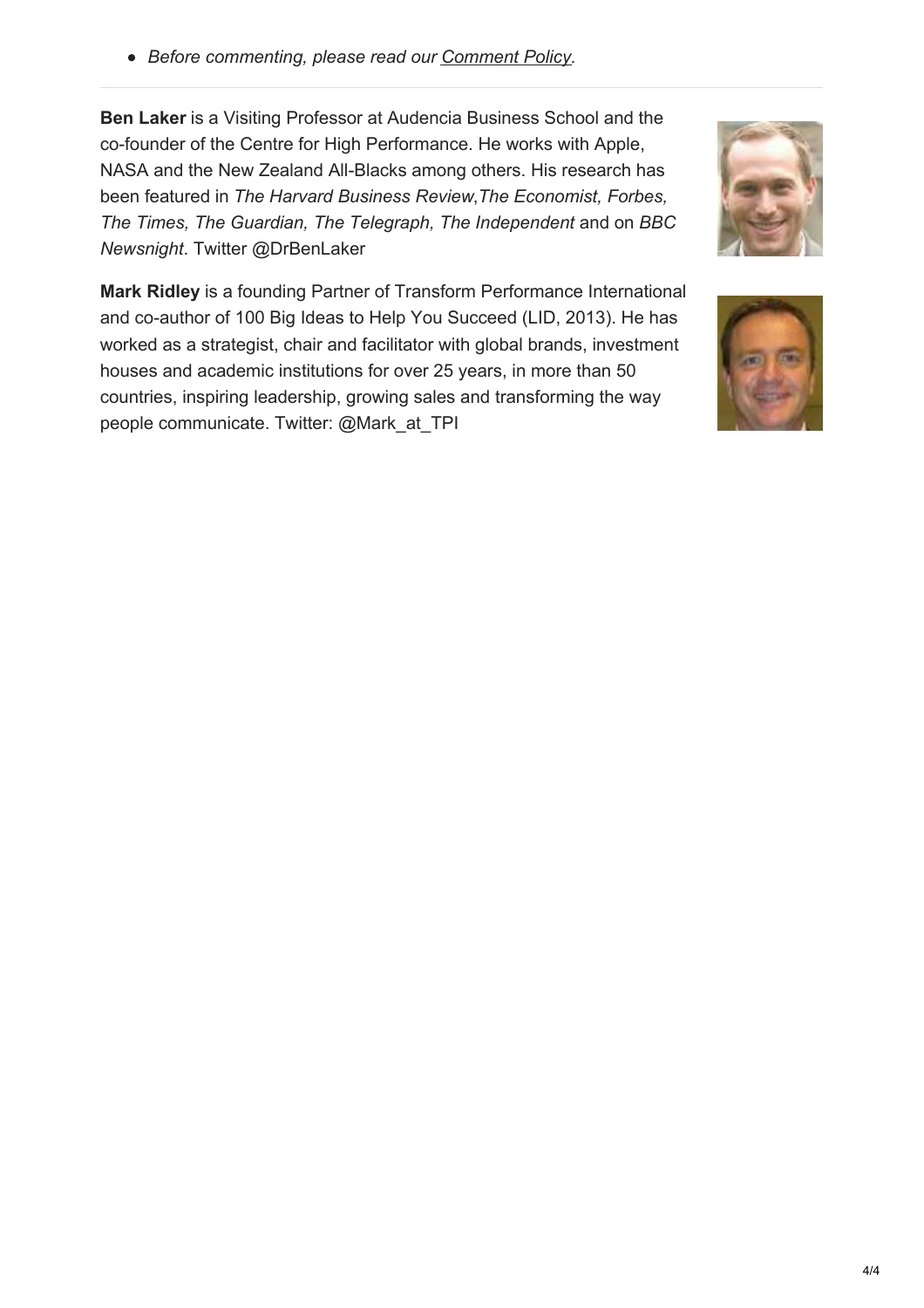- *Before commenting, please read our Comment Policy.*

---

**Ben Laker** is a Visiting Professor at Audencia Business School and the co-founder of the Centre for High Performance. He works with Apple, NASA and the New Zealand All-Blacks among others. His research has been featured in *The Harvard Business Review*,*The Economist, Forbes, The Times, The Guardian, The Telegraph, The Independent* and on *BBC Newsnight*. Twitter @DrBenLaker

**Mark Ridley** is a founding Partner of Transform Performance International and co-author of 100 Big Ideas to Help You Succeed (LID, 2013). He has worked as a strategist, chair and facilitator with global brands, investment houses and academic institutions for over 25 years, in more than 50 countries, inspiring leadership, growing sales and transforming the way people communicate. Twitter: @Mark_at_TPI